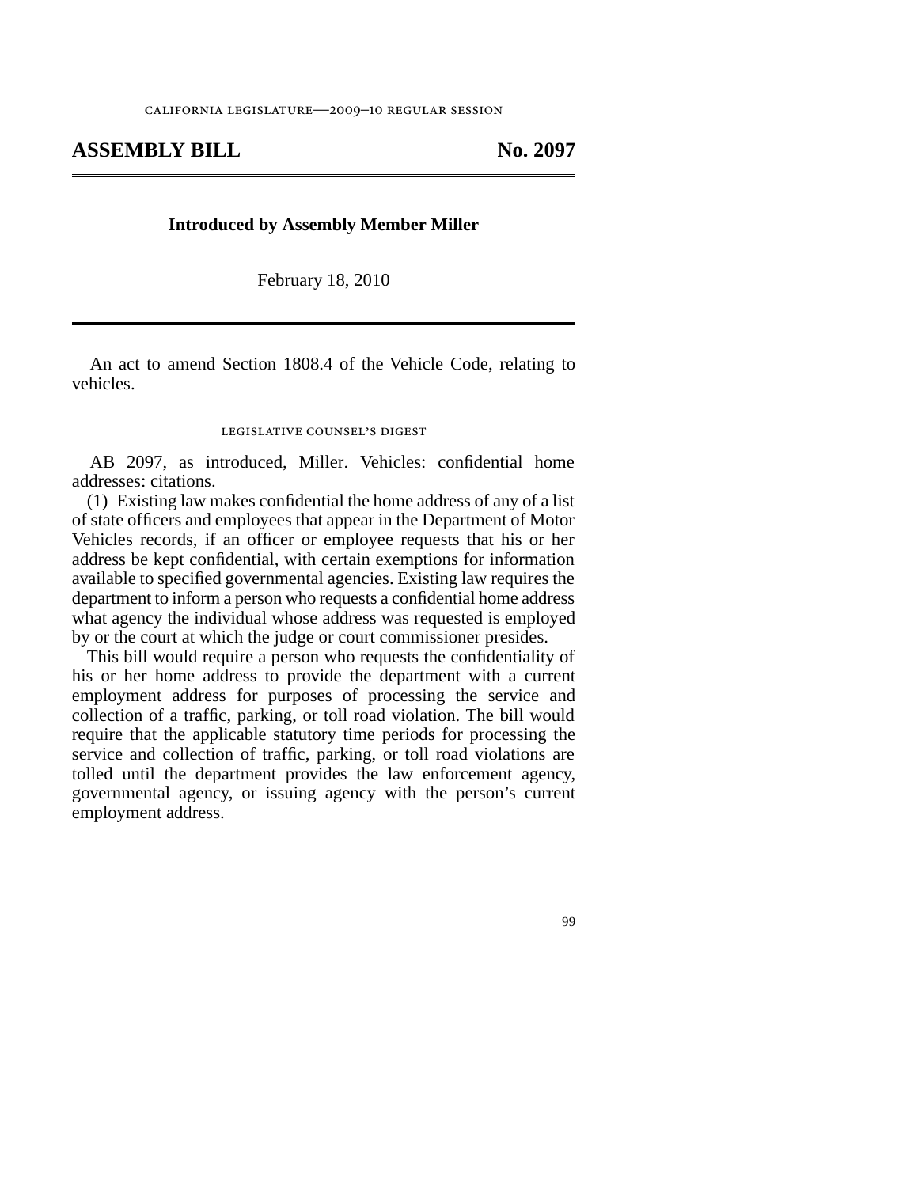CALIFORNIA LEGISLATURE—2009–10 REGULAR SESSION

# ASSEMBLY BILL No. 2097

**Introduced by Assembly Member Miller**

February 18, 2010

An act to amend Section 1808.4 of the Vehicle Code, relating to vehicles.

## LEGISLATIVE COUNSEL'S DIGEST

AB 2097, as introduced, Miller. Vehicles: confidential home addresses: citations.

(1) Existing law makes confidential the home address of any of a list of state officers and employees that appear in the Department of Motor Vehicles records, if an officer or employee requests that his or her address be kept confidential, with certain exemptions for information available to specified governmental agencies. Existing law requires the department to inform a person who requests a confidential home address what agency the individual whose address was requested is employed by or the court at which the judge or court commissioner presides.

This bill would require a person who requests the confidentiality of his or her home address to provide the department with a current employment address for purposes of processing the service and collection of a traffic, parking, or toll road violation. The bill would require that the applicable statutory time periods for processing the service and collection of traffic, parking, or toll road violations are tolled until the department provides the law enforcement agency, governmental agency, or issuing agency with the person's current employment address.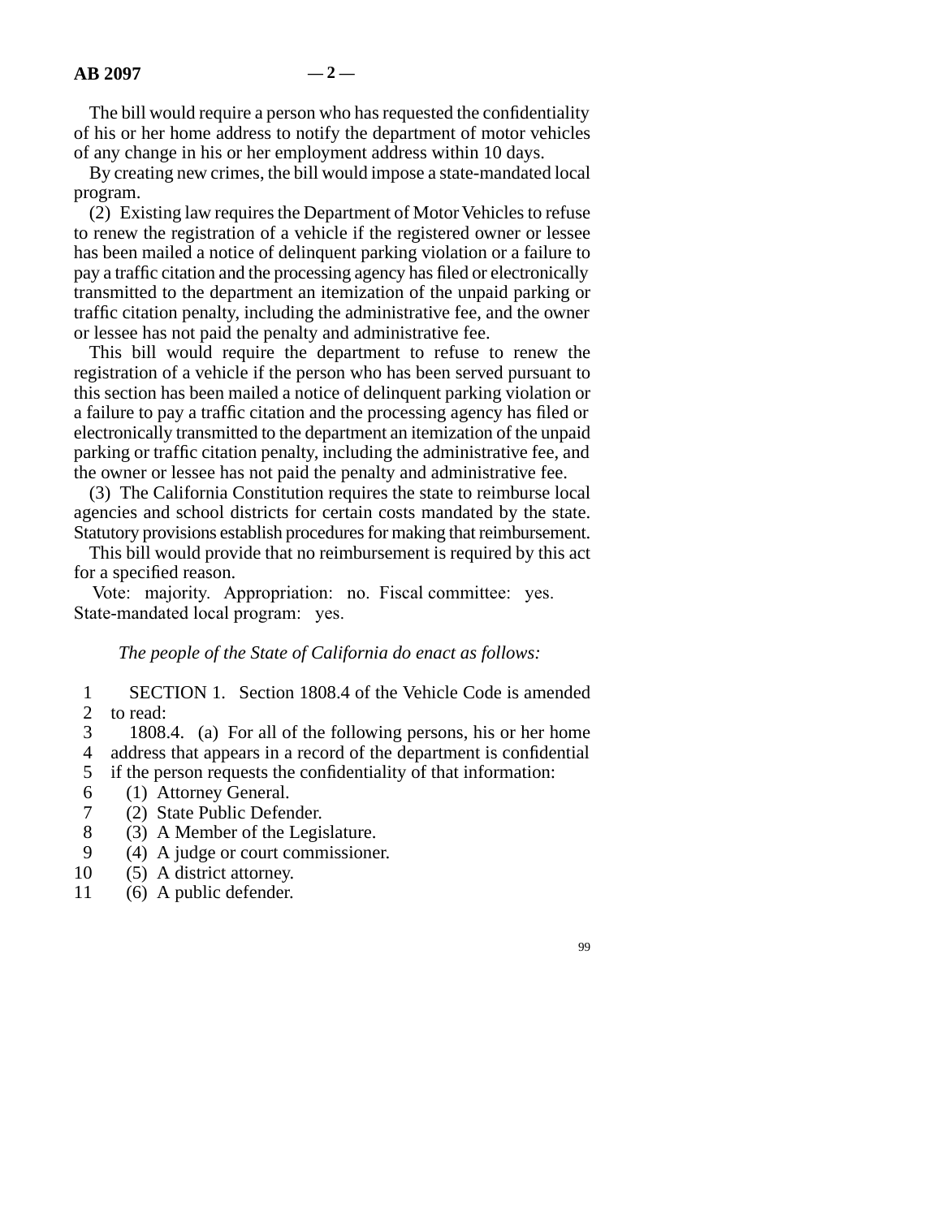The bill would require a person who has requested the confidentiality of his or her home address to notify the department of motor vehicles of any change in his or her employment address within 10 days.

By creating new crimes, the bill would impose a state-mandated local program.

(2) Existing law requires the Department of Motor Vehicles to refuse to renew the registration of a vehicle if the registered owner or lessee has been mailed a notice of delinquent parking violation or a failure to pay a traffic citation and the processing agency has filed or electronically transmitted to the department an itemization of the unpaid parking or traffic citation penalty, including the administrative fee, and the owner or lessee has not paid the penalty and administrative fee.

This bill would require the department to refuse to renew the registration of a vehicle if the person who has been served pursuant to this section has been mailed a notice of delinquent parking violation or a failure to pay a traffic citation and the processing agency has filed or electronically transmitted to the department an itemization of the unpaid parking or traffic citation penalty, including the administrative fee, and the owner or lessee has not paid the penalty and administrative fee.

(3) The California Constitution requires the state to reimburse local agencies and school districts for certain costs mandated by the state. Statutory provisions establish procedures for making that reimbursement.

This bill would provide that no reimbursement is required by this act for a specified reason.

Vote: majority. Appropriation: no. Fiscal committee: yes. State-mandated local program: yes.

*The people of the State of California do enact as follows:*

1 SECTION 1. Section 1808.4 of the Vehicle Code is amended
2 to read:
3 1808.4. (a) For all of the following persons, his or her home
4 address that appears in a record of the department is confidential
5 if the person requests the confidentiality of that information:
6 (1) Attorney General.
7 (2) State Public Defender.
8 (3) A Member of the Legislature.
9 (4) A judge or court commissioner.
10 (5) A district attorney.
11 (6) A public defender.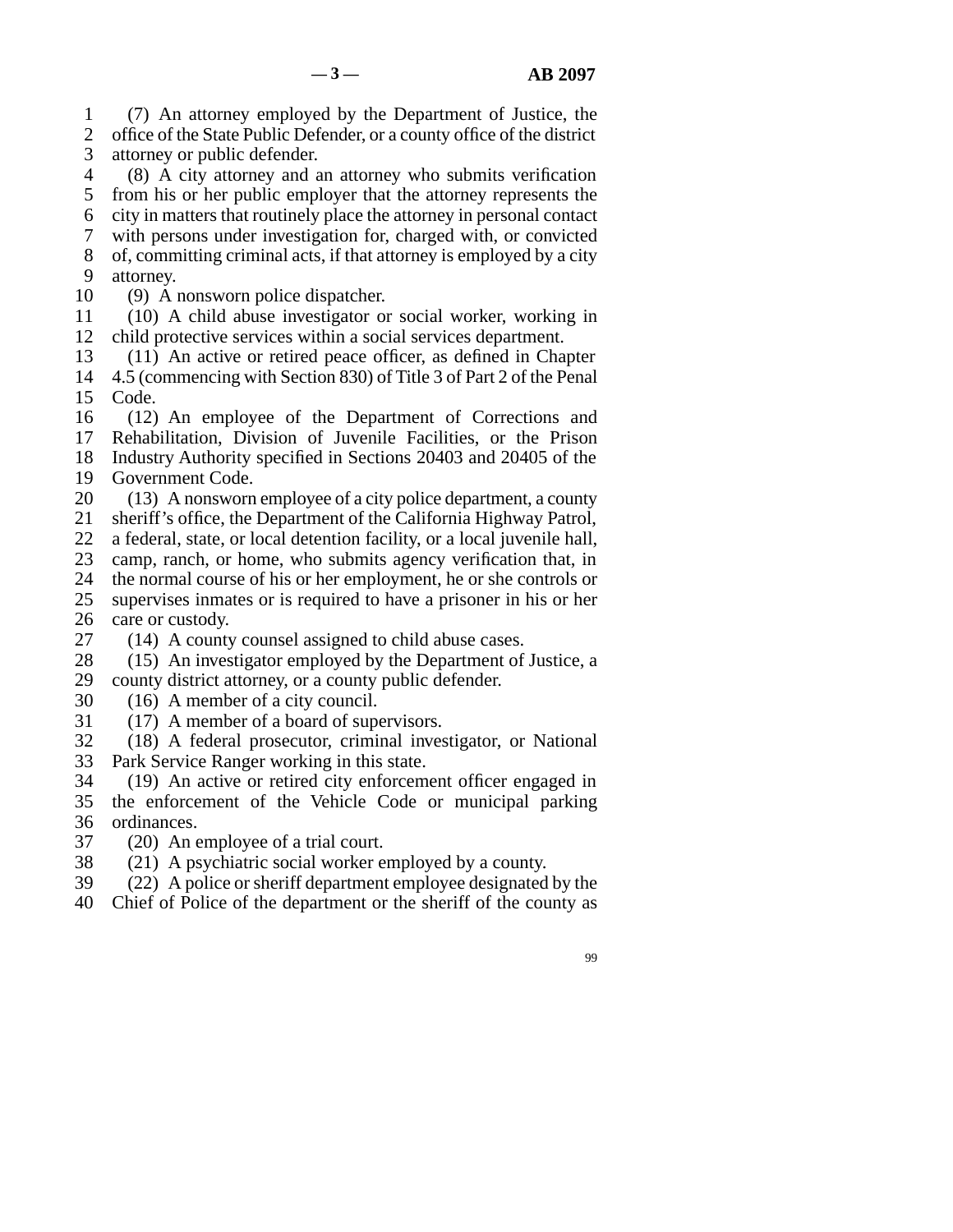(7) An attorney employed by the Department of Justice, the office of the State Public Defender, or a county office of the district attorney or public defender.

(8) A city attorney and an attorney who submits verification from his or her public employer that the attorney represents the city in matters that routinely place the attorney in personal contact with persons under investigation for, charged with, or convicted of, committing criminal acts, if that attorney is employed by a city attorney.

(9) A nonsworn police dispatcher.

(10) A child abuse investigator or social worker, working in child protective services within a social services department.

(11) An active or retired peace officer, as defined in Chapter 4.5 (commencing with Section 830) of Title 3 of Part 2 of the Penal Code.

(12) An employee of the Department of Corrections and Rehabilitation, Division of Juvenile Facilities, or the Prison Industry Authority specified in Sections 20403 and 20405 of the Government Code.

(13) A nonsworn employee of a city police department, a county sheriff's office, the Department of the California Highway Patrol, a federal, state, or local detention facility, or a local juvenile hall, camp, ranch, or home, who submits agency verification that, in the normal course of his or her employment, he or she controls or supervises inmates or is required to have a prisoner in his or her care or custody.

(14) A county counsel assigned to child abuse cases.

(15) An investigator employed by the Department of Justice, a county district attorney, or a county public defender.

(16) A member of a city council.

(17) A member of a board of supervisors.

(18) A federal prosecutor, criminal investigator, or National Park Service Ranger working in this state.

(19) An active or retired city enforcement officer engaged in the enforcement of the Vehicle Code or municipal parking ordinances.

(20) An employee of a trial court.

(21) A psychiatric social worker employed by a county.

(22) A police or sheriff department employee designated by the Chief of Police of the department or the sheriff of the county as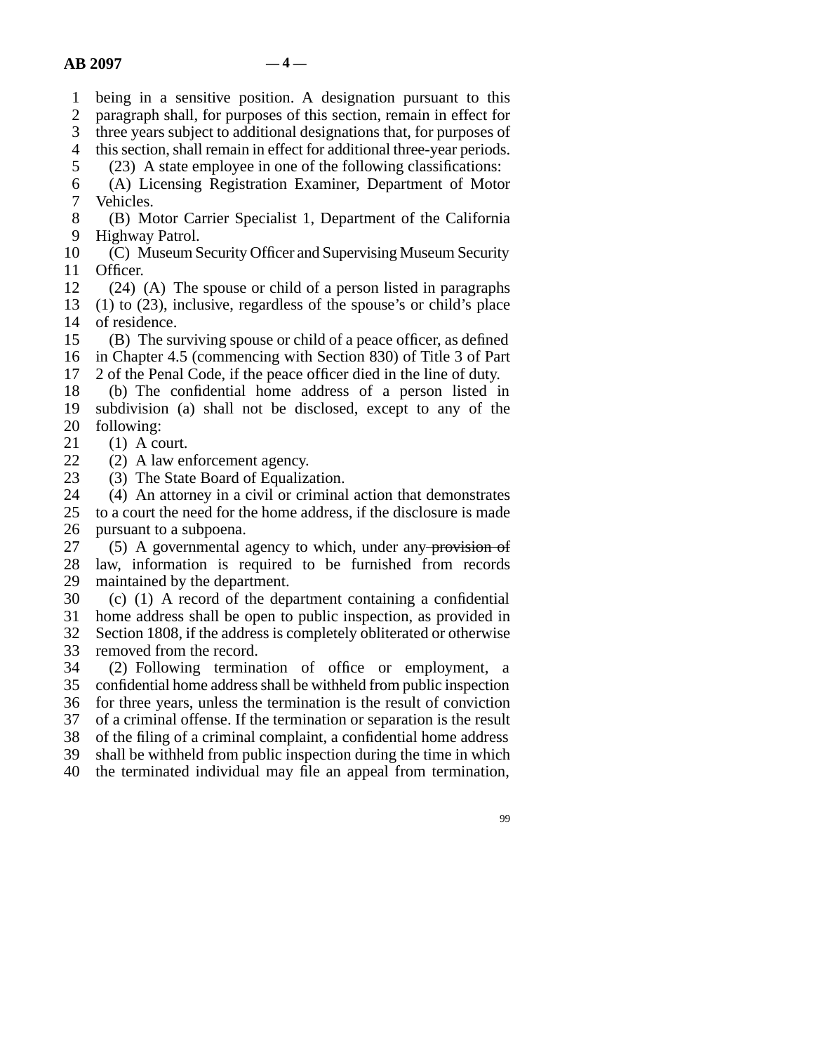being in a sensitive position. A designation pursuant to this paragraph shall, for purposes of this section, remain in effect for three years subject to additional designations that, for purposes of this section, shall remain in effect for additional three-year periods.

(23) A state employee in one of the following classifications:

(A) Licensing Registration Examiner, Department of Motor Vehicles.

(B) Motor Carrier Specialist 1, Department of the California Highway Patrol.

(C) Museum Security Officer and Supervising Museum Security Officer.

(24) (A) The spouse or child of a person listed in paragraphs (1) to (23), inclusive, regardless of the spouse's or child's place of residence.

(B) The surviving spouse or child of a peace officer, as defined in Chapter 4.5 (commencing with Section 830) of Title 3 of Part 2 of the Penal Code, if the peace officer died in the line of duty.

(b) The confidential home address of a person listed in subdivision (a) shall not be disclosed, except to any of the following:

(1) A court.

(2) A law enforcement agency.

(3) The State Board of Equalization.

(4) An attorney in a civil or criminal action that demonstrates to a court the need for the home address, if the disclosure is made pursuant to a subpoena.

(5) A governmental agency to which, under any ~~provision of~~ law, information is required to be furnished from records maintained by the department.

(c) (1) A record of the department containing a confidential home address shall be open to public inspection, as provided in Section 1808, if the address is completely obliterated or otherwise removed from the record.

(2) Following termination of office or employment, a confidential home address shall be withheld from public inspection for three years, unless the termination is the result of conviction of a criminal offense. If the termination or separation is the result of the filing of a criminal complaint, a confidential home address shall be withheld from public inspection during the time in which the terminated individual may file an appeal from termination,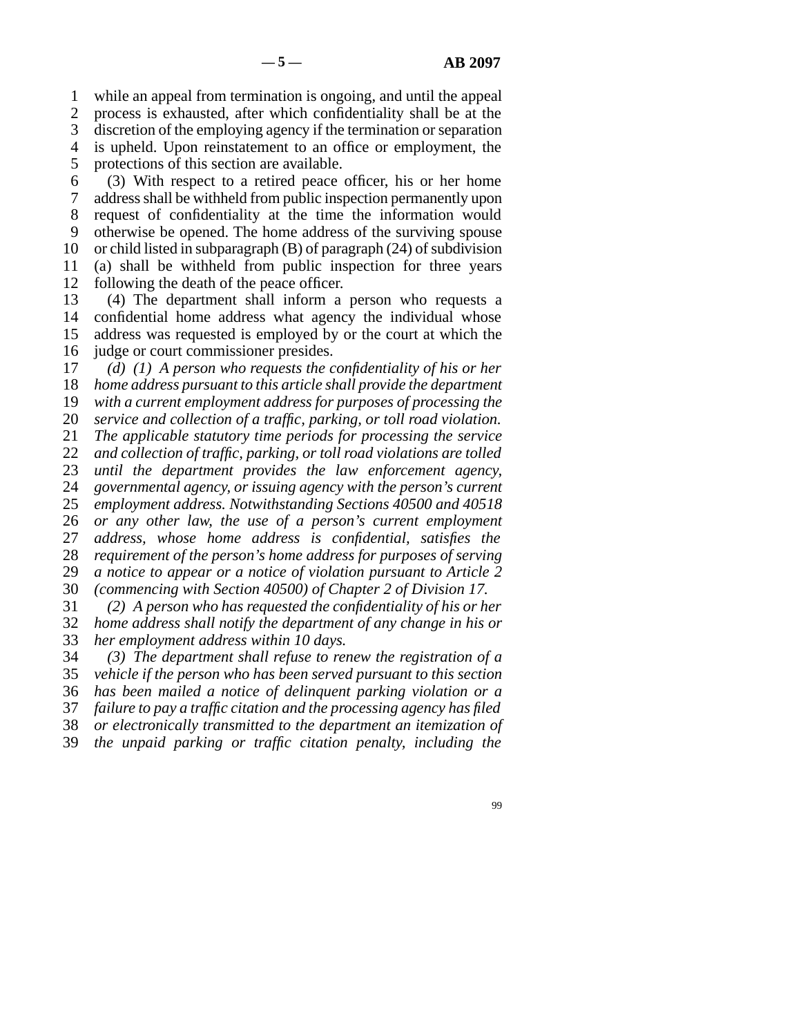while an appeal from termination is ongoing, and until the appeal process is exhausted, after which confidentiality shall be at the discretion of the employing agency if the termination or separation is upheld. Upon reinstatement to an office or employment, the protections of this section are available.

(3) With respect to a retired peace officer, his or her home address shall be withheld from public inspection permanently upon request of confidentiality at the time the information would otherwise be opened. The home address of the surviving spouse or child listed in subparagraph (B) of paragraph (24) of subdivision (a) shall be withheld from public inspection for three years following the death of the peace officer.

(4) The department shall inform a person who requests a confidential home address what agency the individual whose address was requested is employed by or the court at which the judge or court commissioner presides.

*(d) (1) A person who requests the confidentiality of his or her home address pursuant to this article shall provide the department with a current employment address for purposes of processing the service and collection of a traffic, parking, or toll road violation. The applicable statutory time periods for processing the service and collection of traffic, parking, or toll road violations are tolled until the department provides the law enforcement agency, governmental agency, or issuing agency with the person's current employment address. Notwithstanding Sections 40500 and 40518 or any other law, the use of a person's current employment address, whose home address is confidential, satisfies the requirement of the person's home address for purposes of serving a notice to appear or a notice of violation pursuant to Article 2 (commencing with Section 40500) of Chapter 2 of Division 17.*

*(2) A person who has requested the confidentiality of his or her home address shall notify the department of any change in his or her employment address within 10 days.*

*(3) The department shall refuse to renew the registration of a vehicle if the person who has been served pursuant to this section has been mailed a notice of delinquent parking violation or a failure to pay a traffic citation and the processing agency has filed or electronically transmitted to the department an itemization of the unpaid parking or traffic citation penalty, including the*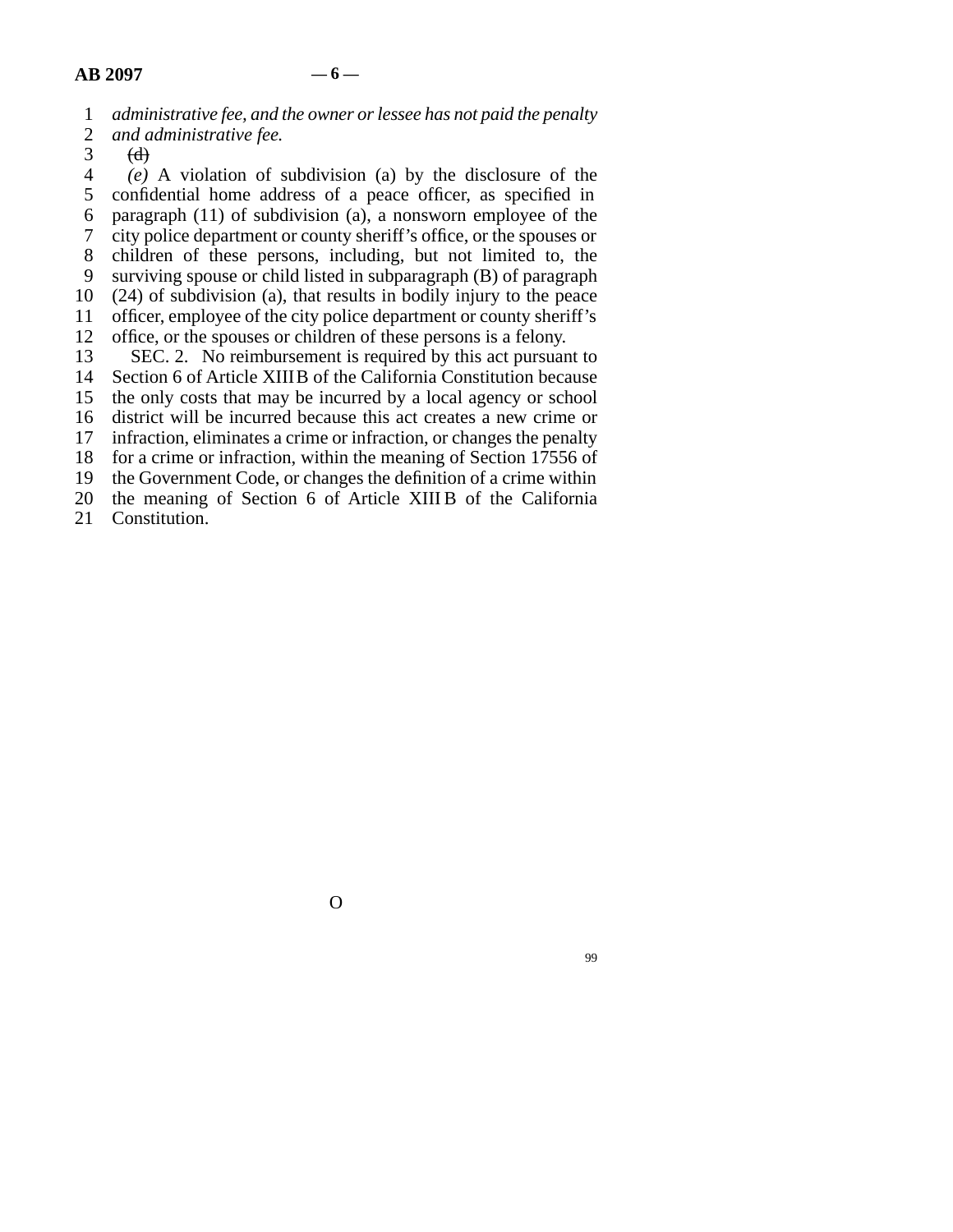*administrative fee, and the owner or lessee has not paid the penalty and administrative fee.*

~~(d)~~

*(e)* A violation of subdivision (a) by the disclosure of the confidential home address of a peace officer, as specified in paragraph (11) of subdivision (a), a nonsworn employee of the city police department or county sheriff's office, or the spouses or children of these persons, including, but not limited to, the surviving spouse or child listed in subparagraph (B) of paragraph (24) of subdivision (a), that results in bodily injury to the peace officer, employee of the city police department or county sheriff's office, or the spouses or children of these persons is a felony.

SEC. 2. No reimbursement is required by this act pursuant to Section 6 of Article XIII B of the California Constitution because the only costs that may be incurred by a local agency or school district will be incurred because this act creates a new crime or infraction, eliminates a crime or infraction, or changes the penalty for a crime or infraction, within the meaning of Section 17556 of the Government Code, or changes the definition of a crime within the meaning of Section 6 of Article XIII B of the California Constitution.

O